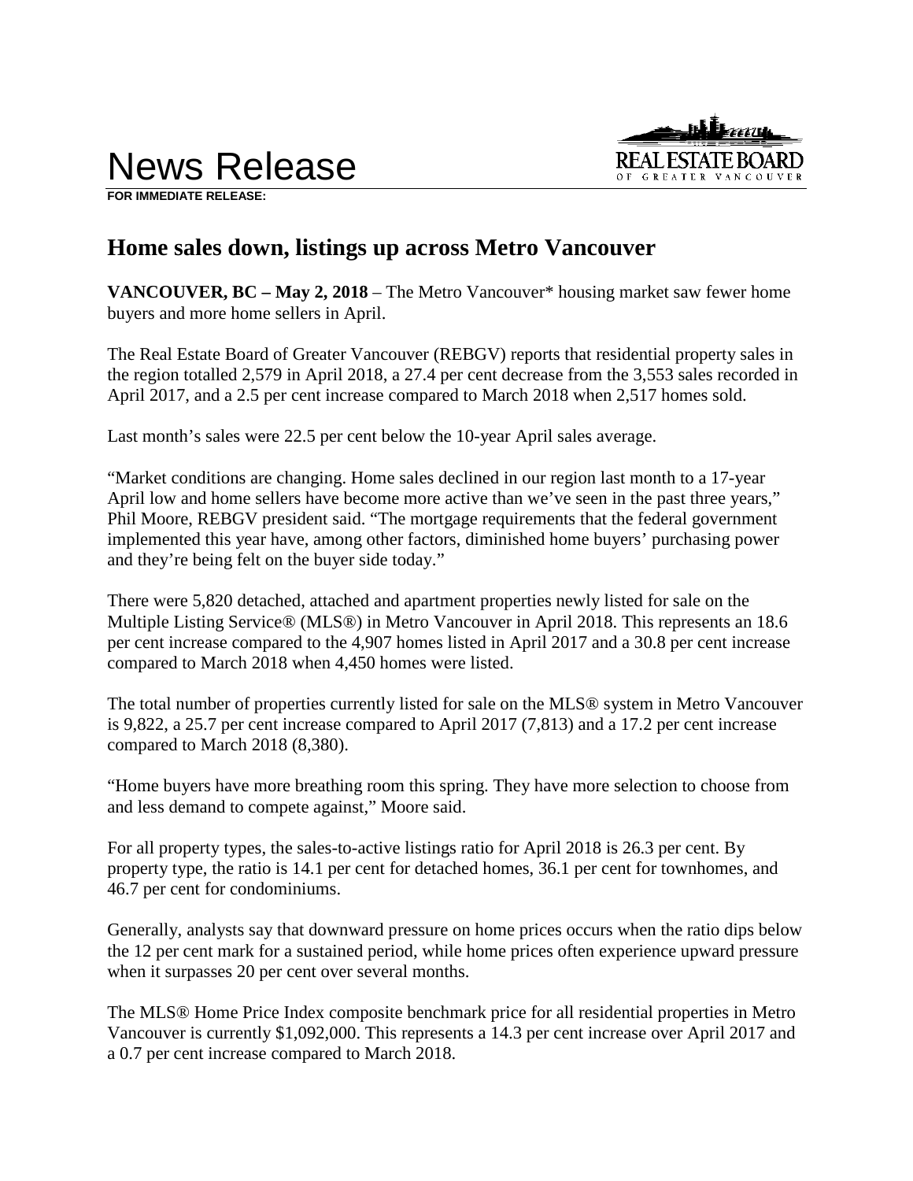# News Release

**FOR IMMEDIATE RELEASE:**

## Home sales down, listings up across Metro Vancouver

**VANCOUVER, BC – May 2, 2018** – The Metro Vancouver* housing market saw fewer home buyers and more home sellers in April.

The Real Estate Board of Greater Vancouver (REBGV) reports that residential property sales in the region totalled 2,579 in April 2018, a 27.4 per cent decrease from the 3,553 sales recorded in April 2017, and a 2.5 per cent increase compared to March 2018 when 2,517 homes sold.

Last month's sales were 22.5 per cent below the 10-year April sales average.

"Market conditions are changing. Home sales declined in our region last month to a 17-year April low and home sellers have become more active than we've seen in the past three years," Phil Moore, REBGV president said. "The mortgage requirements that the federal government implemented this year have, among other factors, diminished home buyers' purchasing power and they're being felt on the buyer side today."

There were 5,820 detached, attached and apartment properties newly listed for sale on the Multiple Listing Service® (MLS®) in Metro Vancouver in April 2018. This represents an 18.6 per cent increase compared to the 4,907 homes listed in April 2017 and a 30.8 per cent increase compared to March 2018 when 4,450 homes were listed.

The total number of properties currently listed for sale on the MLS® system in Metro Vancouver is 9,822, a 25.7 per cent increase compared to April 2017 (7,813) and a 17.2 per cent increase compared to March 2018 (8,380).

"Home buyers have more breathing room this spring. They have more selection to choose from and less demand to compete against," Moore said.

For all property types, the sales-to-active listings ratio for April 2018 is 26.3 per cent. By property type, the ratio is 14.1 per cent for detached homes, 36.1 per cent for townhomes, and 46.7 per cent for condominiums.

Generally, analysts say that downward pressure on home prices occurs when the ratio dips below the 12 per cent mark for a sustained period, while home prices often experience upward pressure when it surpasses 20 per cent over several months.

The MLS® Home Price Index composite benchmark price for all residential properties in Metro Vancouver is currently $1,092,000. This represents a 14.3 per cent increase over April 2017 and a 0.7 per cent increase compared to March 2018.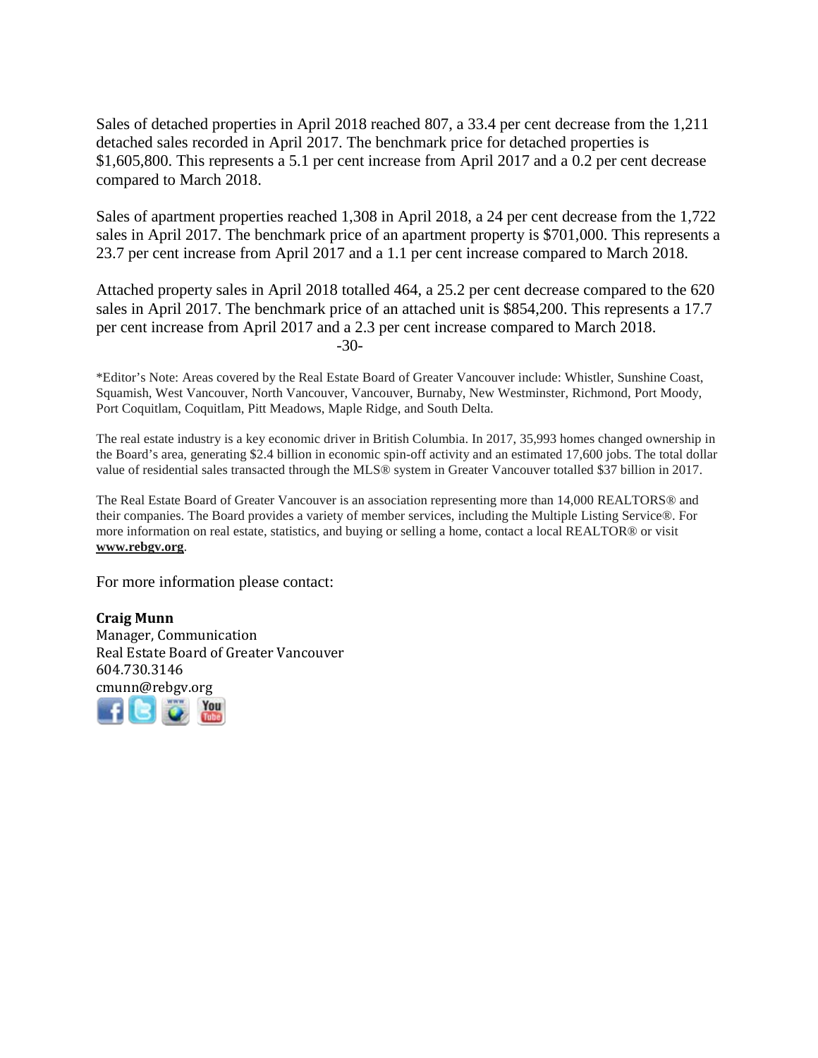Sales of detached properties in April 2018 reached 807, a 33.4 per cent decrease from the 1,211 detached sales recorded in April 2017. The benchmark price for detached properties is $1,605,800. This represents a 5.1 per cent increase from April 2017 and a 0.2 per cent decrease compared to March 2018.

Sales of apartment properties reached 1,308 in April 2018, a 24 per cent decrease from the 1,722 sales in April 2017. The benchmark price of an apartment property is $701,000. This represents a 23.7 per cent increase from April 2017 and a 1.1 per cent increase compared to March 2018.

Attached property sales in April 2018 totalled 464, a 25.2 per cent decrease compared to the 620 sales in April 2017. The benchmark price of an attached unit is $854,200. This represents a 17.7 per cent increase from April 2017 and a 2.3 per cent increase compared to March 2018.

-30-

*Editor's Note: Areas covered by the Real Estate Board of Greater Vancouver include: Whistler, Sunshine Coast, Squamish, West Vancouver, North Vancouver, Vancouver, Burnaby, New Westminster, Richmond, Port Moody, Port Coquitlam, Coquitlam, Pitt Meadows, Maple Ridge, and South Delta.

The real estate industry is a key economic driver in British Columbia. In 2017, 35,993 homes changed ownership in the Board's area, generating $2.4 billion in economic spin-off activity and an estimated 17,600 jobs. The total dollar value of residential sales transacted through the MLS® system in Greater Vancouver totalled $37 billion in 2017.

The Real Estate Board of Greater Vancouver is an association representing more than 14,000 REALTORS® and their companies. The Board provides a variety of member services, including the Multiple Listing Service®. For more information on real estate, statistics, and buying or selling a home, contact a local REALTOR® or visit **www.rebgv.org**.

For more information please contact:

**Craig Munn**
Manager, Communication
Real Estate Board of Greater Vancouver
604.730.3146
cmunn@rebgv.org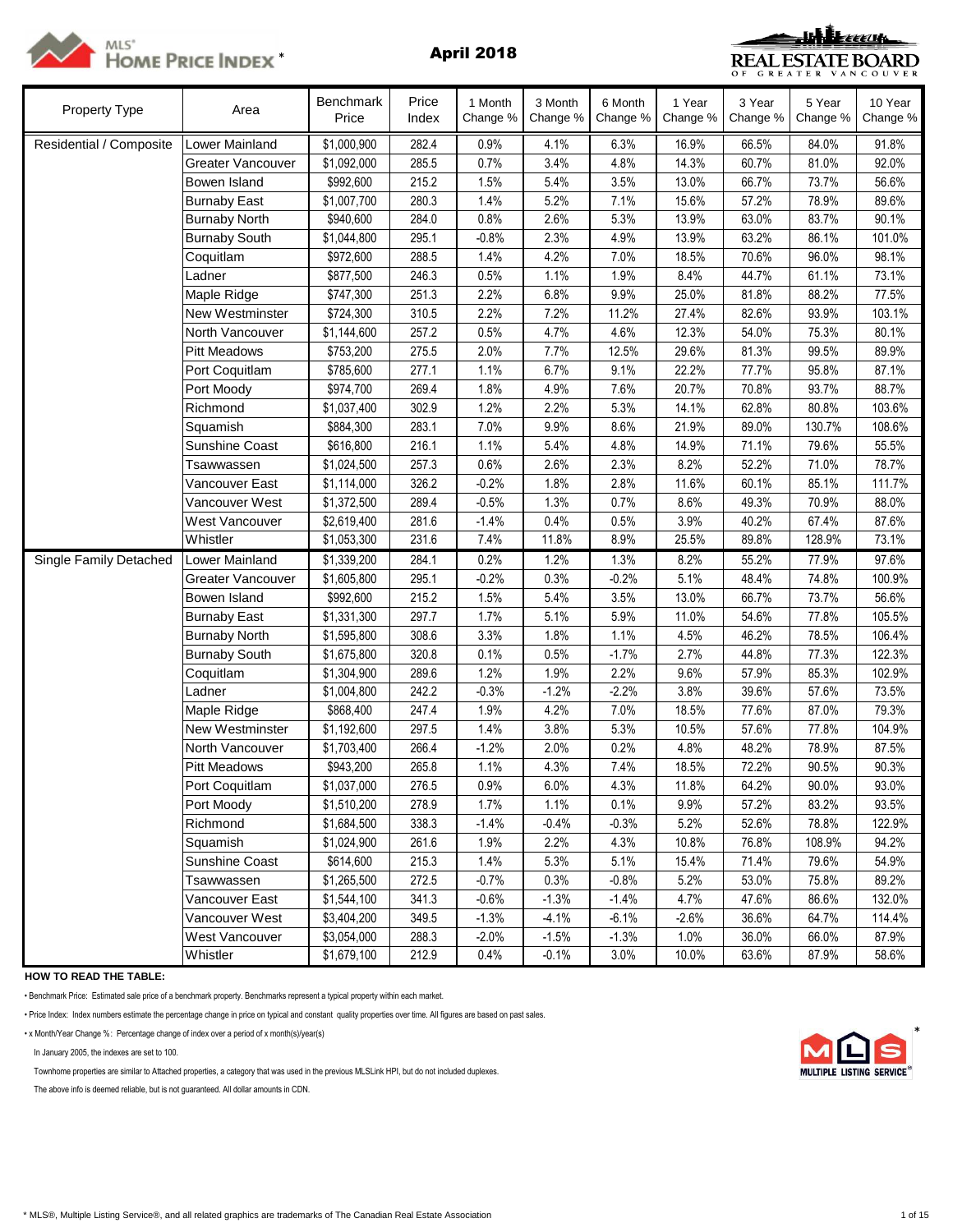MLS® HOME PRICE INDEX *

## April 2018

REAL ESTATE BOARD OF GREATER VANCOUVER

| Property Type | Area | Benchmark Price | Price Index | 1 Month Change % | 3 Month Change % | 6 Month Change % | 1 Year Change % | 3 Year Change % | 5 Year Change % | 10 Year Change % |
|---|---|---|---|---|---|---|---|---|---|---|
| Residential / Composite | Lower Mainland | $1,000,900 | 282.4 | 0.9% | 4.1% | 6.3% | 16.9% | 66.5% | 84.0% | 91.8% |
| | Greater Vancouver | $1,092,000 | 285.5 | 0.7% | 3.4% | 4.8% | 14.3% | 60.7% | 81.0% | 92.0% |
| | Bowen Island | $992,600 | 215.2 | 1.5% | 5.4% | 3.5% | 13.0% | 66.7% | 73.7% | 56.6% |
| | Burnaby East | $1,007,700 | 280.3 | 1.4% | 5.2% | 7.1% | 15.6% | 57.2% | 78.9% | 89.6% |
| | Burnaby North | $940,600 | 284.0 | 0.8% | 2.6% | 5.3% | 13.9% | 63.0% | 83.7% | 90.1% |
| | Burnaby South | $1,044,800 | 295.1 | -0.8% | 2.3% | 4.9% | 13.9% | 63.2% | 86.1% | 101.0% |
| | Coquitlam | $972,600 | 288.5 | 1.4% | 4.2% | 7.0% | 18.5% | 70.6% | 96.0% | 98.1% |
| | Ladner | $877,500 | 246.3 | 0.5% | 1.1% | 1.9% | 8.4% | 44.7% | 61.1% | 73.1% |
| | Maple Ridge | $747,300 | 251.3 | 2.2% | 6.8% | 9.9% | 25.0% | 81.8% | 88.2% | 77.5% |
| | New Westminster | $724,300 | 310.5 | 2.2% | 7.2% | 11.2% | 27.4% | 82.6% | 93.9% | 103.1% |
| | North Vancouver | $1,144,600 | 257.2 | 0.5% | 4.7% | 4.6% | 12.3% | 54.0% | 75.3% | 80.1% |
| | Pitt Meadows | $753,200 | 275.5 | 2.0% | 7.7% | 12.5% | 29.6% | 81.3% | 99.5% | 89.9% |
| | Port Coquitlam | $785,600 | 277.1 | 1.1% | 6.7% | 9.1% | 22.2% | 77.7% | 95.8% | 87.1% |
| | Port Moody | $974,700 | 269.4 | 1.8% | 4.9% | 7.6% | 20.7% | 70.8% | 93.7% | 88.7% |
| | Richmond | $1,037,400 | 302.9 | 1.2% | 2.2% | 5.3% | 14.1% | 62.8% | 80.8% | 103.6% |
| | Squamish | $884,300 | 283.1 | 7.0% | 9.9% | 8.6% | 21.9% | 89.0% | 130.7% | 108.6% |
| | Sunshine Coast | $616,800 | 216.1 | 1.1% | 5.4% | 4.8% | 14.9% | 71.1% | 79.6% | 55.5% |
| | Tsawwassen | $1,024,500 | 257.3 | 0.6% | 2.6% | 2.3% | 8.2% | 52.2% | 71.0% | 78.7% |
| | Vancouver East | $1,114,000 | 326.2 | -0.2% | 1.8% | 2.8% | 11.6% | 60.1% | 85.1% | 111.7% |
| | Vancouver West | $1,372,500 | 289.4 | -0.5% | 1.3% | 0.7% | 8.6% | 49.3% | 70.9% | 88.0% |
| | West Vancouver | $2,619,400 | 281.6 | -1.4% | 0.4% | 0.5% | 3.9% | 40.2% | 67.4% | 87.6% |
| | Whistler | $1,053,300 | 231.6 | 7.4% | 11.8% | 8.9% | 25.5% | 89.8% | 128.9% | 73.1% |
| Single Family Detached | Lower Mainland | $1,339,200 | 284.1 | 0.2% | 1.2% | 1.3% | 8.2% | 55.2% | 77.9% | 97.6% |
| | Greater Vancouver | $1,605,800 | 295.1 | -0.2% | 0.3% | -0.2% | 5.1% | 48.4% | 74.8% | 100.9% |
| | Bowen Island | $992,600 | 215.2 | 1.5% | 5.4% | 3.5% | 13.0% | 66.7% | 73.7% | 56.6% |
| | Burnaby East | $1,331,300 | 297.7 | 1.7% | 5.1% | 5.9% | 11.0% | 54.6% | 77.8% | 105.5% |
| | Burnaby North | $1,595,800 | 308.6 | 3.3% | 1.8% | 1.1% | 4.5% | 46.2% | 78.5% | 106.4% |
| | Burnaby South | $1,675,800 | 320.8 | 0.1% | 0.5% | -1.7% | 2.7% | 44.8% | 77.3% | 122.3% |
| | Coquitlam | $1,304,900 | 289.6 | 1.2% | 1.9% | 2.2% | 9.6% | 57.9% | 85.3% | 102.9% |
| | Ladner | $1,004,800 | 242.2 | -0.3% | -1.2% | -2.2% | 3.8% | 39.6% | 57.6% | 73.5% |
| | Maple Ridge | $868,400 | 247.4 | 1.9% | 4.2% | 7.0% | 18.5% | 77.6% | 87.0% | 79.3% |
| | New Westminster | $1,192,600 | 297.5 | 1.4% | 3.8% | 5.3% | 10.5% | 57.6% | 77.8% | 104.9% |
| | North Vancouver | $1,703,400 | 266.4 | -1.2% | 2.0% | 0.2% | 4.8% | 48.2% | 78.9% | 87.5% |
| | Pitt Meadows | $943,200 | 265.8 | 1.1% | 4.3% | 7.4% | 18.5% | 72.2% | 90.5% | 90.3% |
| | Port Coquitlam | $1,037,000 | 276.5 | 0.9% | 6.0% | 4.3% | 11.8% | 64.2% | 90.0% | 93.0% |
| | Port Moody | $1,510,200 | 278.9 | 1.7% | 1.1% | 0.1% | 9.9% | 57.2% | 83.2% | 93.5% |
| | Richmond | $1,684,500 | 338.3 | -1.4% | -0.4% | -0.3% | 5.2% | 52.6% | 78.8% | 122.9% |
| | Squamish | $1,024,900 | 261.6 | 1.9% | 2.2% | 4.3% | 10.8% | 76.8% | 108.9% | 94.2% |
| | Sunshine Coast | $614,600 | 215.3 | 1.4% | 5.3% | 5.1% | 15.4% | 71.4% | 79.6% | 54.9% |
| | Tsawwassen | $1,265,500 | 272.5 | -0.7% | 0.3% | -0.8% | 5.2% | 53.0% | 75.8% | 89.2% |
| | Vancouver East | $1,544,100 | 341.3 | -0.6% | -1.3% | -1.4% | 4.7% | 47.6% | 86.6% | 132.0% |
| | Vancouver West | $3,404,200 | 349.5 | -1.3% | -4.1% | -6.1% | -2.6% | 36.6% | 64.7% | 114.4% |
| | West Vancouver | $3,054,000 | 288.3 | -2.0% | -1.5% | -1.3% | 1.0% | 36.0% | 66.0% | 87.9% |
| | Whistler | $1,679,100 | 212.9 | 0.4% | -0.1% | 3.0% | 10.0% | 63.6% | 87.9% | 58.6% |

**HOW TO READ THE TABLE:**

• Benchmark Price: Estimated sale price of a benchmark property. Benchmarks represent a typical property within each market.

• Price Index: Index numbers estimate the percentage change in price on typical and constant quality properties over time. All figures are based on past sales.

• x Month/Year Change %: Percentage change of index over a period of x month(s)/year(s)

In January 2005, the indexes are set to 100.

Townhome properties are similar to Attached properties, a category that was used in the previous MLSLink HPI, but do not included duplexes.

The above info is deemed reliable, but is not guaranteed. All dollar amounts in CDN.

* MLS®, Multiple Listing Service®, and all related graphics are trademarks of The Canadian Real Estate Association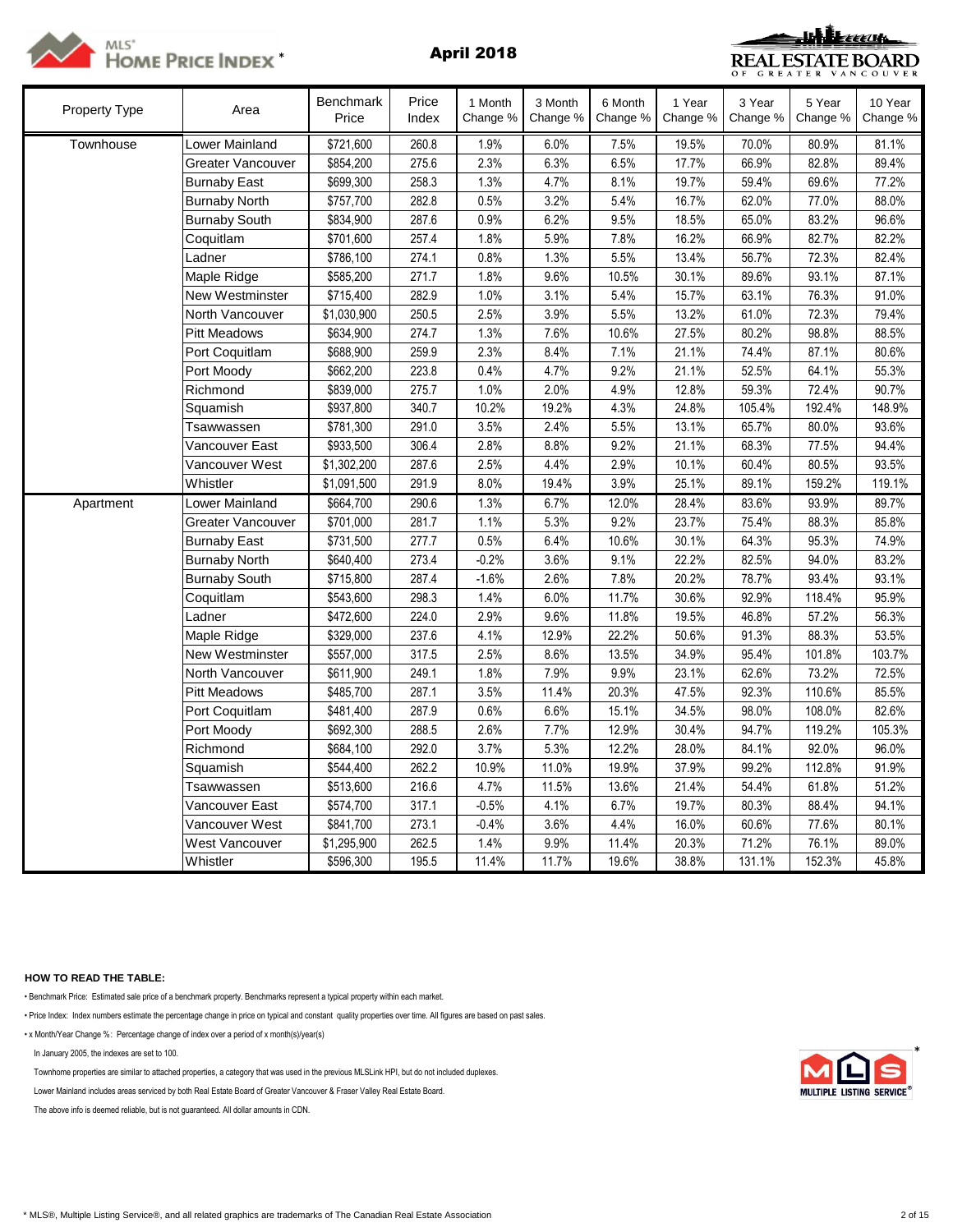# MLS® HOME PRICE INDEX *

## April 2018

REAL ESTATE BOARD OF GREATER VANCOUVER

| Property Type | Area | Benchmark Price | Price Index | 1 Month Change % | 3 Month Change % | 6 Month Change % | 1 Year Change % | 3 Year Change % | 5 Year Change % | 10 Year Change % |
|---|---|---|---|---|---|---|---|---|---|---|
| Townhouse | Lower Mainland | $721,600 | 260.8 | 1.9% | 6.0% | 7.5% | 19.5% | 70.0% | 80.9% | 81.1% |
| | Greater Vancouver | $854,200 | 275.6 | 2.3% | 6.3% | 6.5% | 17.7% | 66.9% | 82.8% | 89.4% |
| | Burnaby East | $699,300 | 258.3 | 1.3% | 4.7% | 8.1% | 19.7% | 59.4% | 69.6% | 77.2% |
| | Burnaby North | $757,700 | 282.8 | 0.5% | 3.2% | 5.4% | 16.7% | 62.0% | 77.0% | 88.0% |
| | Burnaby South | $834,900 | 287.6 | 0.9% | 6.2% | 9.5% | 18.5% | 65.0% | 83.2% | 96.6% |
| | Coquitlam | $701,600 | 257.4 | 1.8% | 5.9% | 7.8% | 16.2% | 66.9% | 82.7% | 82.2% |
| | Ladner | $786,100 | 274.1 | 0.8% | 1.3% | 5.5% | 13.4% | 56.7% | 72.3% | 82.4% |
| | Maple Ridge | $585,200 | 271.7 | 1.8% | 9.6% | 10.5% | 30.1% | 89.6% | 93.1% | 87.1% |
| | New Westminster | $715,400 | 282.9 | 1.0% | 3.1% | 5.4% | 15.7% | 63.1% | 76.3% | 91.0% |
| | North Vancouver | $1,030,900 | 250.5 | 2.5% | 3.9% | 5.5% | 13.2% | 61.0% | 72.3% | 79.4% |
| | Pitt Meadows | $634,900 | 274.7 | 1.3% | 7.6% | 10.6% | 27.5% | 80.2% | 98.8% | 88.5% |
| | Port Coquitlam | $688,900 | 259.9 | 2.3% | 8.4% | 7.1% | 21.1% | 74.4% | 87.1% | 80.6% |
| | Port Moody | $662,200 | 223.8 | 0.4% | 4.7% | 9.2% | 21.1% | 52.5% | 64.1% | 55.3% |
| | Richmond | $839,000 | 275.7 | 1.0% | 2.0% | 4.9% | 12.8% | 59.3% | 72.4% | 90.7% |
| | Squamish | $937,800 | 340.7 | 10.2% | 19.2% | 4.3% | 24.8% | 105.4% | 192.4% | 148.9% |
| | Tsawwassen | $781,300 | 291.0 | 3.5% | 2.4% | 5.5% | 13.1% | 65.7% | 80.0% | 93.6% |
| | Vancouver East | $933,500 | 306.4 | 2.8% | 8.8% | 9.2% | 21.1% | 68.3% | 77.5% | 94.4% |
| | Vancouver West | $1,302,200 | 287.6 | 2.5% | 4.4% | 2.9% | 10.1% | 60.4% | 80.5% | 93.5% |
| | Whistler | $1,091,500 | 291.9 | 8.0% | 19.4% | 3.9% | 25.1% | 89.1% | 159.2% | 119.1% |
| Apartment | Lower Mainland | $664,700 | 290.6 | 1.3% | 6.7% | 12.0% | 28.4% | 83.6% | 93.9% | 89.7% |
| | Greater Vancouver | $701,000 | 281.7 | 1.1% | 5.3% | 9.2% | 23.7% | 75.4% | 88.3% | 85.8% |
| | Burnaby East | $731,500 | 277.7 | 0.5% | 6.4% | 10.6% | 30.1% | 64.3% | 95.3% | 74.9% |
| | Burnaby North | $640,400 | 273.4 | -0.2% | 3.6% | 9.1% | 22.2% | 82.5% | 94.0% | 83.2% |
| | Burnaby South | $715,800 | 287.4 | -1.6% | 2.6% | 7.8% | 20.2% | 78.7% | 93.4% | 93.1% |
| | Coquitlam | $543,600 | 298.3 | 1.4% | 6.0% | 11.7% | 30.6% | 92.9% | 118.4% | 95.9% |
| | Ladner | $472,600 | 224.0 | 2.9% | 9.6% | 11.8% | 19.5% | 46.8% | 57.2% | 56.3% |
| | Maple Ridge | $329,000 | 237.6 | 4.1% | 12.9% | 22.2% | 50.6% | 91.3% | 88.3% | 53.5% |
| | New Westminster | $557,000 | 317.5 | 2.5% | 8.6% | 13.5% | 34.9% | 95.4% | 101.8% | 103.7% |
| | North Vancouver | $611,900 | 249.1 | 1.8% | 7.9% | 9.9% | 23.1% | 62.6% | 73.2% | 72.5% |
| | Pitt Meadows | $485,700 | 287.1 | 3.5% | 11.4% | 20.3% | 47.5% | 92.3% | 110.6% | 85.5% |
| | Port Coquitlam | $481,400 | 287.9 | 0.6% | 6.6% | 15.1% | 34.5% | 98.0% | 108.0% | 82.6% |
| | Port Moody | $692,300 | 288.5 | 2.6% | 7.7% | 12.9% | 30.4% | 94.7% | 119.2% | 105.3% |
| | Richmond | $684,100 | 292.0 | 3.7% | 5.3% | 12.2% | 28.0% | 84.1% | 92.0% | 96.0% |
| | Squamish | $544,400 | 262.2 | 10.9% | 11.0% | 19.9% | 37.9% | 99.2% | 112.8% | 91.9% |
| | Tsawwassen | $513,600 | 216.6 | 4.7% | 11.5% | 13.6% | 21.4% | 54.4% | 61.8% | 51.2% |
| | Vancouver East | $574,700 | 317.1 | -0.5% | 4.1% | 6.7% | 19.7% | 80.3% | 88.4% | 94.1% |
| | Vancouver West | $841,700 | 273.1 | -0.4% | 3.6% | 4.4% | 16.0% | 60.6% | 77.6% | 80.1% |
| | West Vancouver | $1,295,900 | 262.5 | 1.4% | 9.9% | 11.4% | 20.3% | 71.2% | 76.1% | 89.0% |
| | Whistler | $596,300 | 195.5 | 11.4% | 11.7% | 19.6% | 38.8% | 131.1% | 152.3% | 45.8% |

**HOW TO READ THE TABLE:**

- Benchmark Price: Estimated sale price of a benchmark property. Benchmarks represent a typical property within each market.
- Price Index: Index numbers estimate the percentage change in price on typical and constant quality properties over time. All figures are based on past sales.
- x Month/Year Change %: Percentage change of index over a period of x month(s)/year(s)

In January 2005, the indexes are set to 100.

Townhome properties are similar to attached properties, a category that was used in the previous MLSLink HPI, but do not included duplexes.

Lower Mainland includes areas serviced by both Real Estate Board of Greater Vancouver & Fraser Valley Real Estate Board.

The above info is deemed reliable, but is not guaranteed. All dollar amounts in CDN.

MLS MULTIPLE LISTING SERVICE®

* MLS®, Multiple Listing Service®, and all related graphics are trademarks of The Canadian Real Estate Association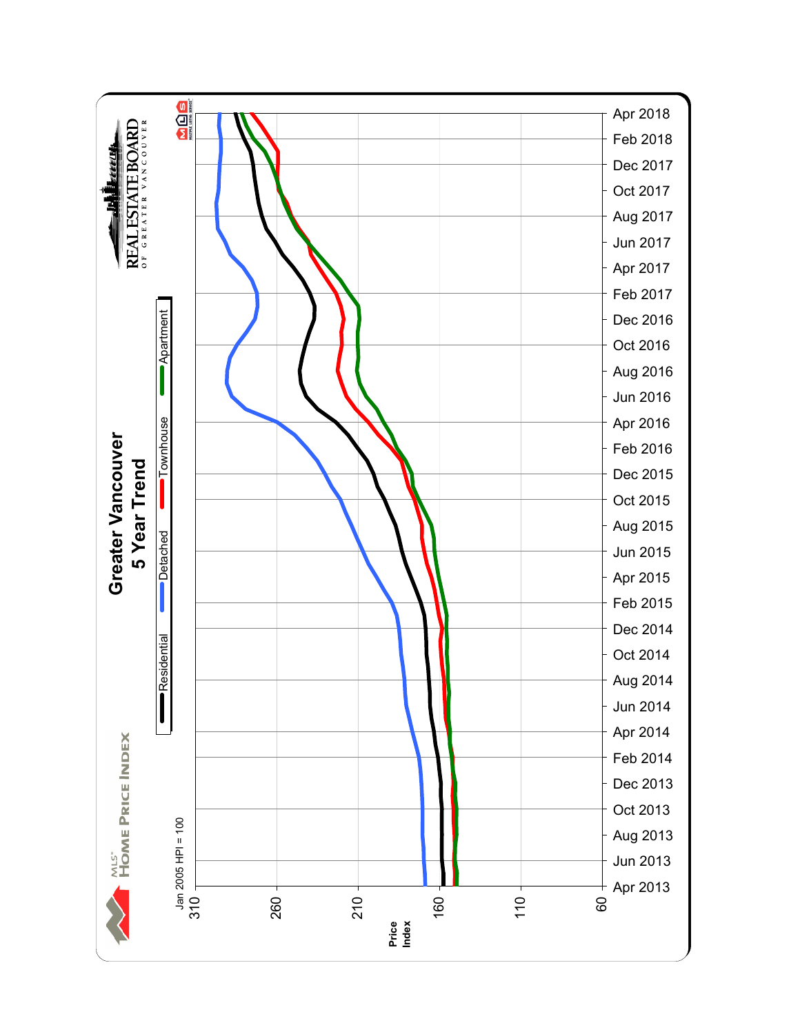# Greater Vancouver
## 5 Year Trend

MLS® HOME PRICE INDEX

REAL ESTATE BOARD OF GREATER VANCOUVER

Jan 2005 HPI = 100

Residential — Detached — Townhouse — Apartment

Price Index: 310, 260, 210, 160, 110, 60

Apr 2013, Jun 2013, Aug 2013, Oct 2013, Dec 2013, Feb 2014, Apr 2014, Jun 2014, Aug 2014, Oct 2014, Dec 2014, Feb 2015, Apr 2015, Jun 2015, Aug 2015, Oct 2015, Dec 2015, Feb 2016, Apr 2016, Jun 2016, Aug 2016, Oct 2016, Dec 2016, Feb 2017, Apr 2017, Jun 2017, Aug 2017, Oct 2017, Dec 2017, Feb 2018, Apr 2018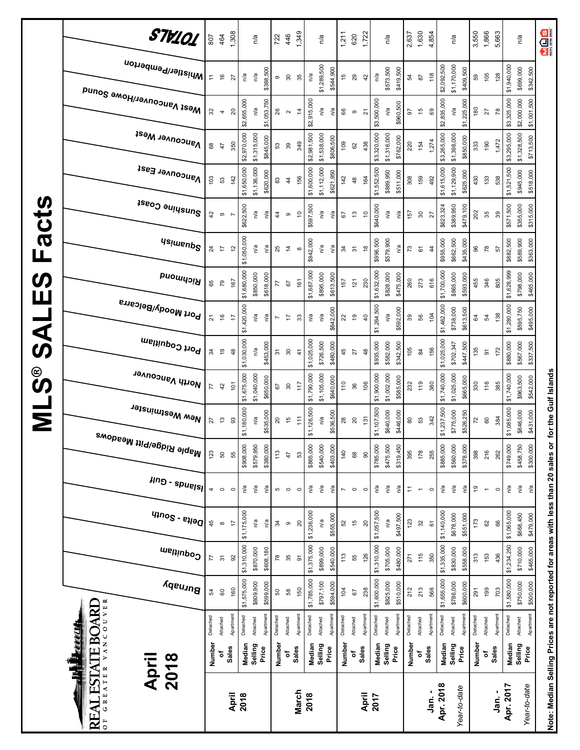# MLS® SALES Facts

REAL ESTATE BOARD OF GREATER VANCOUVER

## April 2018

| | | | Burnaby | Coquitlam | Delta - South | Islands - Gulf | Maple Ridge/Pitt Meadows | New Westminster | North Vancouver | Port Coquitlam | Port Moody/Belcarra | Richmond | Squamish | Sunshine Coast | Vancouver East | Vancouver West | West Vancouver/Howe Sound | Whistler/Pemberton | TOTALS |
|---|---|---|---|---|---|---|---|---|---|---|---|---|---|---|---|---|---|---|---|
| **April 2018** | **Number of Sales** | Detached | 54 | 77 | 45 | 4 | 123 | 27 | 77 | 34 | 21 | 65 | 24 | 42 | 103 | 68 | 32 | 11 | 807 |
| | | Attached | 60 | 31 | 8 | 0 | 50 | 13 | 42 | 19 | 16 | 79 | 17 | 9 | 53 | 47 | 4 | 16 | 464 |
| | | Apartment | 160 | 92 | 17 | 0 | 55 | 93 | 101 | 48 | 17 | 167 | 12 | 7 | 142 | 350 | 20 | 27 | 1,308 |
| | **Median Selling Price** | Detached | $1,575,000 | $1,310,000 | $1,175,000 | n/a | $908,000 | $1,180,000 | $1,675,000 | $1,030,000 | $1,420,000 | $1,680,000 | $1,050,000 | $622,500 | $1,650,000 | $2,970,000 | $2,655,000 | n/a | n/a |
| | | Attached | $809,900 | $870,000 | n/a | n/a | $579,950 | n/a | $1,040,000 | n/a | n/a | $850,000 | n/a | n/a | $1,136,000 | $1,315,000 | n/a | n/a | |
| | | Apartment | $599,000 | $608,180 | n/a | n/a | $380,000 | $535,000 | $650,000 | $453,000 | n/a | $618,000 | n/a | n/a | $620,000 | $845,000 | $1,053,750 | $388,500 | |
| **March 2018** | **Number of Sales** | Detached | 50 | 78 | 34 | 5 | 113 | 20 | 67 | 31 | 7 | 77 | 25 | 44 | 83 | 53 | 26 | 9 | 722 |
| | | Attached | 58 | 35 | 9 | 0 | 47 | 15 | 30 | 30 | 17 | 67 | 14 | 9 | 44 | 39 | 2 | 30 | 446 |
| | | Apartment | 150 | 91 | 20 | 0 | 53 | 111 | 117 | 41 | 33 | 161 | 8 | 10 | 156 | 349 | 14 | 35 | 1,349 |
| | **Median Selling Price** | Detached | $1,785,000 | $1,375,000 | $1,236,000 | n/a | $865,000 | $1,126,500 | $1,790,000 | $1,025,000 | n/a | $1,687,000 | $942,000 | $597,500 | $1,600,000 | $2,981,500 | $2,915,000 | n/a | n/a |
| | | Attached | $797,100 | $899,000 | n/a | n/a | $540,000 | n/a | $1,105,000 | $726,500 | n/a | $895,000 | n/a | n/a | $1,112,000 | $1,538,000 | n/a | $1,289,500 | |
| | | Apartment | $594,000 | $540,000 | $555,000 | n/a | $403,000 | $536,500 | $640,000 | $480,000 | $642,000 | $613,500 | n/a | n/a | $621,950 | $806,500 | n/a | $544,900 | |
| **April 2017** | **Number of Sales** | Detached | 104 | 113 | 52 | 7 | 140 | 28 | 110 | 45 | 22 | 157 | 34 | 67 | 142 | 109 | 66 | 15 | 1,211 |
| | | Attached | 67 | 55 | 15 | 0 | 68 | 20 | 36 | 27 | 19 | 121 | 31 | 13 | 48 | 62 | 9 | 29 | 620 |
| | | Apartment | 238 | 126 | 20 | 0 | 90 | 131 | 106 | 48 | 40 | 230 | 18 | 10 | 164 | 438 | 21 | 42 | 1,722 |
| | **Median Selling Price** | Detached | $1,600,000 | $1,310,000 | $1,057,500 | n/a | $785,000 | $1,107,500 | $1,900,000 | $935,000 | $1,264,500 | $1,632,000 | $996,500 | $640,000 | $1,552,500 | $3,320,000 | $3,500,000 | n/a | n/a |
| | | Attached | $825,000 | $705,000 | n/a | n/a | $475,500 | $640,000 | $1,002,000 | $582,000 | n/a | $828,000 | $579,900 | n/a | $889,950 | $1,316,000 | n/a | $573,500 | |
| | | Apartment | $510,000 | $480,000 | $497,500 | n/a | $319,450 | $446,000 | $585,000 | $342,500 | $592,000 | $475,000 | n/a | n/a | $511,000 | $762,000 | $960,500 | $419,500 | |
| **Jan. - Apr. 2018** | **Number of Sales** | Detached | 212 | 271 | 123 | 11 | 395 | 80 | 232 | 105 | 39 | 260 | 73 | 157 | 308 | 220 | 97 | 54 | 2,637 |
| | | Attached | 213 | 115 | 32 | 1 | 178 | 53 | 119 | 84 | 56 | 273 | 61 | 30 | 159 | 154 | 15 | 87 | 1,630 |
| | | Apartment | 566 | 350 | 61 | 0 | 255 | 342 | 380 | 156 | 104 | 616 | 44 | 27 | 492 | 1,274 | 69 | 118 | 4,854 |
| *Year-to-date* | **Median Selling Price** | Detached | $1,655,000 | $1,335,000 | $1,140,000 | n/a | $885,000 | $1,237,500 | $1,740,000 | $1,025,000 | $1,462,000 | $1,700,000 | $955,000 | $623,324 | $1,615,000 | $3,265,000 | $2,835,000 | $2,092,500 | n/a |
| | | Attached | $786,000 | $830,000 | $678,000 | n/a | $560,000 | $775,000 | $1,025,000 | $702,347 | $738,000 | $865,000 | $662,500 | $389,950 | $1,129,900 | $1,398,000 | n/a | $1,170,000 | |
| | | Apartment | $600,000 | $558,000 | $551,000 | n/a | $378,000 | $526,250 | $665,000 | $447,500 | $613,500 | $593,000 | $435,000 | $479,100 | $625,000 | $850,000 | $1,225,000 | $409,500 | |
| **Jan. - Apr. 2017** | **Number of Sales** | Detached | 291 | 313 | 173 | 19 | 398 | 72 | 330 | 135 | 64 | 455 | 96 | 202 | 430 | 333 | 180 | 59 | 3,550 |
| | | Attached | 199 | 153 | 62 | 1 | 216 | 60 | 116 | 91 | 54 | 346 | 78 | 35 | 133 | 190 | 27 | 105 | 1,866 |
| | | Apartment | 703 | 436 | 66 | 0 | 262 | 384 | 385 | 172 | 138 | 805 | 57 | 39 | 538 | 1,472 | 78 | 128 | 5,663 |
| *Year-to-date* | **Median Selling Price** | Detached | $1,580,000 | $1,234,250 | $1,065,000 | n/a | $749,000 | $1,085,000 | $1,740,000 | $880,000 | $1,280,000 | $1,628,999 | $882,500 | $571,500 | $1,521,500 | $3,295,000 | $3,325,000 | $1,940,000 | n/a |
| | | Attached | $750,000 | $710,000 | $668,450 | n/a | $458,750 | $646,000 | $963,500 | $567,000 | $595,750 | $798,000 | $589,900 | $355,000 | $945,000 | $1,328,500 | $2,000,000 | $699,000 | |
| | | Apartment | $500,000 | $465,000 | $479,000 | n/a | $300,000 | $431,000 | $542,000 | $337,500 | $495,000 | $465,000 | $363,000 | $315,000 | $518,000 | $713,500 | $1,001,500 | $342,500 | |

**Note: Median Selling Prices are not reported for areas with less than 20 sales or for the Gulf Islands**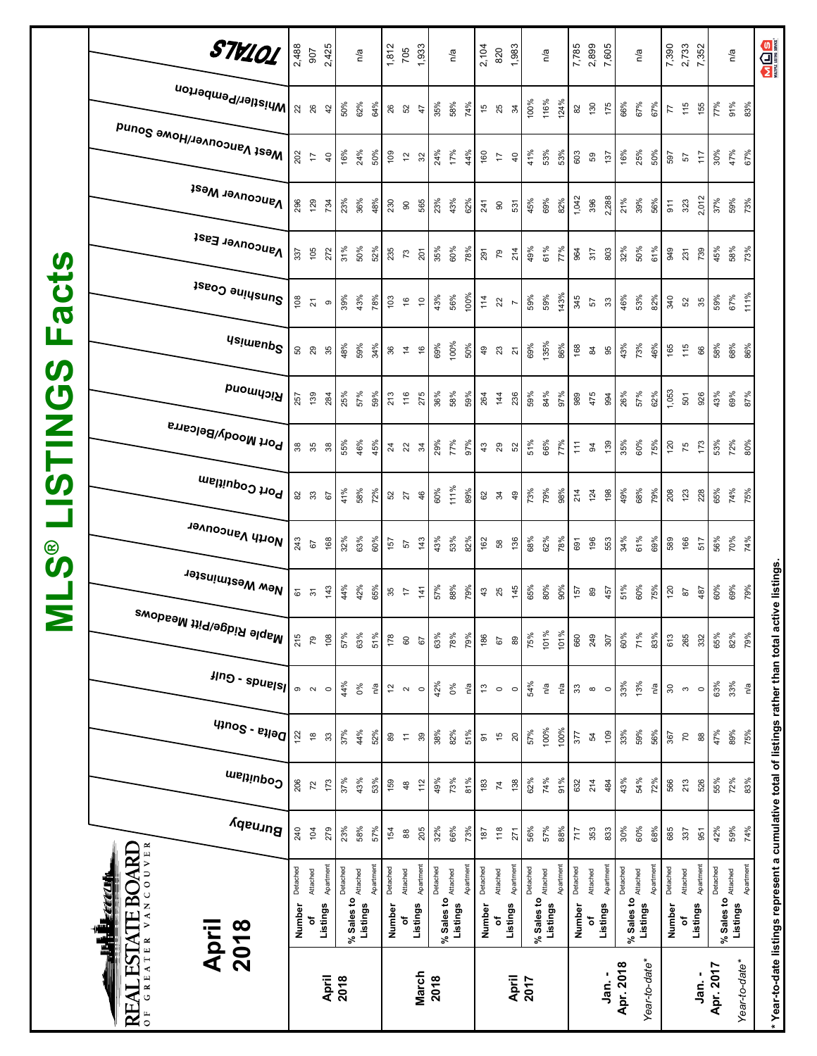# MLS® LISTINGS Facts

REAL ESTATE BOARD OF GREATER VANCOUVER

## April 2018

| | | | Burnaby | Coquitlam | Delta - South | Islands - Gulf | Maple Ridge/Pitt Meadows | New Westminster | North Vancouver | Port Coquitlam | Port Moody/Belcarra | Richmond | Squamish | Sunshine Coast | Vancouver East | Vancouver West | West Vancouver/Howe Sound | Whistler/Pemberton | TOTALS |
|---|---|---|---|---|---|---|---|---|---|---|---|---|---|---|---|---|---|---|---|
| **April 2018** | **Number of Listings** | Detached | 240 | 206 | 122 | 9 | 215 | 61 | 243 | 82 | 38 | 257 | 50 | 108 | 337 | 296 | 202 | 22 | 2,488 |
| | | Attached | 104 | 72 | 18 | 2 | 79 | 31 | 67 | 33 | 35 | 139 | 29 | 21 | 105 | 129 | 17 | 26 | 907 |
| | | Apartment | 279 | 173 | 33 | 0 | 108 | 143 | 168 | 67 | 38 | 284 | 35 | 9 | 272 | 734 | 40 | 42 | 2,425 |
| | **% Sales to Listings** | Detached | 23% | 37% | 37% | 44% | 57% | 44% | 32% | 41% | 55% | 25% | 48% | 39% | 31% | 23% | 16% | 50% | n/a |
| | | Attached | 58% | 43% | 44% | 0% | 63% | 42% | 63% | 58% | 46% | 57% | 59% | 43% | 50% | 36% | 24% | 62% | |
| | | Apartment | 57% | 53% | 52% | n/a | 51% | 65% | 60% | 72% | 45% | 59% | 34% | 78% | 52% | 48% | 50% | 64% | |
| **March 2018** | **Number of Listings** | Detached | 154 | 159 | 89 | 12 | 178 | 35 | 157 | 52 | 24 | 213 | 36 | 103 | 235 | 230 | 109 | 26 | 1,812 |
| | | Attached | 88 | 48 | 11 | 2 | 60 | 17 | 57 | 27 | 22 | 116 | 14 | 16 | 73 | 90 | 12 | 52 | 705 |
| | | Apartment | 205 | 112 | 39 | 0 | 67 | 141 | 143 | 46 | 34 | 275 | 16 | 10 | 201 | 565 | 32 | 47 | 1,933 |
| | **% Sales to Listings** | Detached | 32% | 49% | 38% | 42% | 63% | 57% | 43% | 60% | 29% | 36% | 69% | 43% | 35% | 23% | 24% | 35% | n/a |
| | | Attached | 66% | 73% | 82% | 0% | 78% | 88% | 53% | 111% | 77% | 58% | 100% | 56% | 60% | 43% | 17% | 58% | |
| | | Apartment | 73% | 81% | 51% | n/a | 79% | 79% | 82% | 89% | 97% | 59% | 50% | 100% | 78% | 62% | 44% | 74% | |
| **April 2017** | **Number of Listings** | Detached | 187 | 183 | 91 | 13 | 186 | 43 | 162 | 62 | 43 | 264 | 49 | 114 | 291 | 241 | 160 | 15 | 2,104 |
| | | Attached | 118 | 74 | 15 | 0 | 67 | 25 | 58 | 34 | 29 | 144 | 23 | 22 | 79 | 90 | 17 | 25 | 820 |
| | | Apartment | 271 | 138 | 20 | 0 | 89 | 145 | 136 | 49 | 52 | 236 | 21 | 7 | 214 | 531 | 40 | 34 | 1,983 |
| | **% Sales to Listings** | Detached | 56% | 62% | 57% | 54% | 75% | 65% | 68% | 73% | 51% | 59% | 69% | 59% | 49% | 45% | 41% | 100% | n/a |
| | | Attached | 57% | 74% | 100% | n/a | 101% | 80% | 62% | 79% | 66% | 84% | 135% | 59% | 61% | 69% | 53% | 116% | |
| | | Apartment | 88% | 91% | 100% | n/a | 101% | 90% | 78% | 98% | 77% | 97% | 86% | 143% | 77% | 82% | 53% | 124% | |
| **Jan. - Apr. 2018** | **Number of Listings** | Detached | 717 | 632 | 377 | 33 | 660 | 157 | 691 | 214 | 111 | 989 | 168 | 345 | 964 | 1,042 | 603 | 82 | 7,785 |
| | | Attached | 353 | 214 | 54 | 8 | 249 | 89 | 196 | 124 | 94 | 475 | 84 | 57 | 317 | 396 | 59 | 130 | 2,899 |
| | | Apartment | 833 | 484 | 109 | 0 | 307 | 457 | 553 | 198 | 139 | 994 | 95 | 33 | 803 | 2,288 | 137 | 175 | 7,605 |
| *Year-to-date** | **% Sales to Listings** | Detached | 30% | 43% | 33% | 33% | 60% | 51% | 34% | 49% | 35% | 26% | 43% | 46% | 32% | 21% | 16% | 66% | n/a |
| | | Attached | 60% | 54% | 59% | 13% | 71% | 60% | 61% | 68% | 60% | 57% | 73% | 53% | 50% | 39% | 25% | 67% | |
| | | Apartment | 68% | 72% | 56% | n/a | 83% | 75% | 69% | 79% | 75% | 62% | 46% | 82% | 61% | 56% | 50% | 67% | |
| **Jan. - Apr. 2017** | **Number of Listings** | Detached | 685 | 566 | 367 | 30 | 613 | 120 | 589 | 208 | 120 | 1,053 | 165 | 340 | 949 | 911 | 597 | 77 | 7,390 |
| | | Attached | 337 | 213 | 70 | 3 | 265 | 87 | 166 | 123 | 75 | 501 | 115 | 52 | 231 | 323 | 57 | 115 | 2,733 |
| | | Apartment | 951 | 526 | 88 | 0 | 332 | 487 | 517 | 228 | 173 | 926 | 66 | 35 | 739 | 2,012 | 117 | 155 | 7,352 |
| *Year-to-date** | **% Sales to Listings** | Detached | 42% | 55% | 47% | 63% | 65% | 60% | 56% | 65% | 53% | 43% | 58% | 59% | 45% | 37% | 30% | 77% | n/a |
| | | Attached | 59% | 72% | 89% | 33% | 82% | 69% | 70% | 74% | 72% | 69% | 68% | 67% | 58% | 59% | 47% | 91% | |
| | | Apartment | 74% | 83% | 75% | n/a | 79% | 79% | 74% | 75% | 80% | 87% | 86% | 111% | 73% | 73% | 67% | 83% | |

\* Year-to-date listings represent a cumulative total of listings rather than total active listings.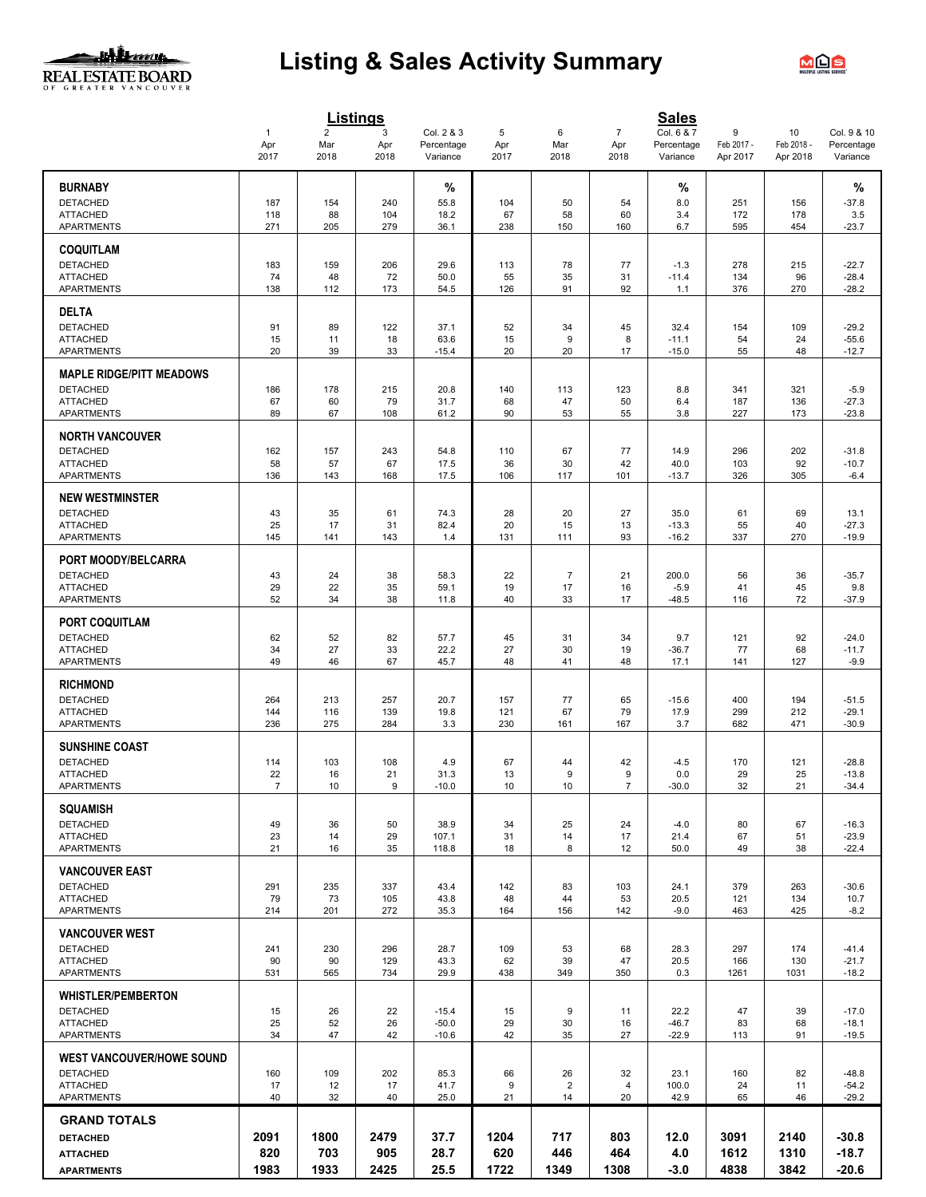# Listing & Sales Activity Summary

| | Listings | | | | Sales | | | | | |
|---|---|---|---|---|---|---|---|---|---|---|
| | 1 | 2 | 3 | Col. 2 & 3 | 5 | 6 | 7 | Col. 6 & 7 | 9 | 10 | Col. 9 & 10 |
| | Apr 2017 | Mar 2018 | Apr 2018 | Percentage Variance | Apr 2017 | Mar 2018 | Apr 2018 | Percentage Variance | Feb 2017 - Apr 2017 | Feb 2018 - Apr 2018 | Percentage Variance |
| **BURNABY** | | | | % | | | | % | | | % |
| DETACHED | 187 | 154 | 240 | 55.8 | 104 | 50 | 54 | 8.0 | 251 | 156 | -37.8 |
| ATTACHED | 118 | 88 | 104 | 18.2 | 67 | 58 | 60 | 3.4 | 172 | 178 | 3.5 |
| APARTMENTS | 271 | 205 | 279 | 36.1 | 238 | 150 | 160 | 6.7 | 595 | 454 | -23.7 |
| **COQUITLAM** | | | | | | | | | | | |
| DETACHED | 183 | 159 | 206 | 29.6 | 113 | 78 | 77 | -1.3 | 278 | 215 | -22.7 |
| ATTACHED | 74 | 48 | 72 | 50.0 | 55 | 35 | 31 | -11.4 | 134 | 96 | -28.4 |
| APARTMENTS | 138 | 112 | 173 | 54.5 | 126 | 91 | 92 | 1.1 | 376 | 270 | -28.2 |
| **DELTA** | | | | | | | | | | | |
| DETACHED | 91 | 89 | 122 | 37.1 | 52 | 34 | 45 | 32.4 | 154 | 109 | -29.2 |
| ATTACHED | 15 | 11 | 18 | 63.6 | 15 | 9 | 8 | -11.1 | 54 | 24 | -55.6 |
| APARTMENTS | 20 | 39 | 33 | -15.4 | 20 | 20 | 17 | -15.0 | 55 | 48 | -12.7 |
| **MAPLE RIDGE/PITT MEADOWS** | | | | | | | | | | | |
| DETACHED | 186 | 178 | 215 | 20.8 | 140 | 113 | 123 | 8.8 | 341 | 321 | -5.9 |
| ATTACHED | 67 | 60 | 79 | 31.7 | 68 | 47 | 50 | 6.4 | 187 | 136 | -27.3 |
| APARTMENTS | 89 | 67 | 108 | 61.2 | 90 | 53 | 55 | 3.8 | 227 | 173 | -23.8 |
| **NORTH VANCOUVER** | | | | | | | | | | | |
| DETACHED | 162 | 157 | 243 | 54.8 | 110 | 67 | 77 | 14.9 | 296 | 202 | -31.8 |
| ATTACHED | 58 | 57 | 67 | 17.5 | 36 | 30 | 42 | 40.0 | 103 | 92 | -10.7 |
| APARTMENTS | 136 | 143 | 168 | 17.5 | 106 | 117 | 101 | -13.7 | 326 | 305 | -6.4 |
| **NEW WESTMINSTER** | | | | | | | | | | | |
| DETACHED | 43 | 35 | 61 | 74.3 | 28 | 20 | 27 | 35.0 | 61 | 69 | 13.1 |
| ATTACHED | 25 | 17 | 31 | 82.4 | 20 | 15 | 13 | -13.3 | 55 | 40 | -27.3 |
| APARTMENTS | 145 | 141 | 143 | 1.4 | 131 | 111 | 93 | -16.2 | 337 | 270 | -19.9 |
| **PORT MOODY/BELCARRA** | | | | | | | | | | | |
| DETACHED | 43 | 24 | 38 | 58.3 | 22 | 7 | 21 | 200.0 | 56 | 36 | -35.7 |
| ATTACHED | 29 | 22 | 35 | 59.1 | 19 | 17 | 16 | -5.9 | 41 | 45 | 9.8 |
| APARTMENTS | 52 | 34 | 38 | 11.8 | 40 | 33 | 17 | -48.5 | 116 | 72 | -37.9 |
| **PORT COQUITLAM** | | | | | | | | | | | |
| DETACHED | 62 | 52 | 82 | 57.7 | 45 | 31 | 34 | 9.7 | 121 | 92 | -24.0 |
| ATTACHED | 34 | 27 | 33 | 22.2 | 27 | 30 | 19 | -36.7 | 77 | 68 | -11.7 |
| APARTMENTS | 49 | 46 | 67 | 45.7 | 48 | 41 | 48 | 17.1 | 141 | 127 | -9.9 |
| **RICHMOND** | | | | | | | | | | | |
| DETACHED | 264 | 213 | 257 | 20.7 | 157 | 77 | 65 | -15.6 | 400 | 194 | -51.5 |
| ATTACHED | 144 | 116 | 139 | 19.8 | 121 | 67 | 79 | 17.9 | 299 | 212 | -29.1 |
| APARTMENTS | 236 | 275 | 284 | 3.3 | 230 | 161 | 167 | 3.7 | 682 | 471 | -30.9 |
| **SUNSHINE COAST** | | | | | | | | | | | |
| DETACHED | 114 | 103 | 108 | 4.9 | 67 | 44 | 42 | -4.5 | 170 | 121 | -28.8 |
| ATTACHED | 22 | 16 | 21 | 31.3 | 13 | 9 | 9 | 0.0 | 29 | 25 | -13.8 |
| APARTMENTS | 7 | 10 | 9 | -10.0 | 10 | 10 | 7 | -30.0 | 32 | 21 | -34.4 |
| **SQUAMISH** | | | | | | | | | | | |
| DETACHED | 49 | 36 | 50 | 38.9 | 34 | 25 | 24 | -4.0 | 80 | 67 | -16.3 |
| ATTACHED | 23 | 14 | 29 | 107.1 | 31 | 14 | 17 | 21.4 | 67 | 51 | -23.9 |
| APARTMENTS | 21 | 16 | 35 | 118.8 | 18 | 8 | 12 | 50.0 | 49 | 38 | -22.4 |
| **VANCOUVER EAST** | | | | | | | | | | | |
| DETACHED | 291 | 235 | 337 | 43.4 | 142 | 83 | 103 | 24.1 | 379 | 263 | -30.6 |
| ATTACHED | 79 | 73 | 105 | 43.8 | 48 | 44 | 53 | 20.5 | 121 | 134 | 10.7 |
| APARTMENTS | 214 | 201 | 272 | 35.3 | 164 | 156 | 142 | -9.0 | 463 | 425 | -8.2 |
| **VANCOUVER WEST** | | | | | | | | | | | |
| DETACHED | 241 | 230 | 296 | 28.7 | 109 | 53 | 68 | 28.3 | 297 | 174 | -41.4 |
| ATTACHED | 90 | 90 | 129 | 43.3 | 62 | 39 | 47 | 20.5 | 166 | 130 | -21.7 |
| APARTMENTS | 531 | 565 | 734 | 29.9 | 438 | 349 | 350 | 0.3 | 1261 | 1031 | -18.2 |
| **WHISTLER/PEMBERTON** | | | | | | | | | | | |
| DETACHED | 15 | 26 | 22 | -15.4 | 15 | 9 | 11 | 22.2 | 47 | 39 | -17.0 |
| ATTACHED | 25 | 52 | 26 | -50.0 | 29 | 30 | 16 | -46.7 | 83 | 68 | -18.1 |
| APARTMENTS | 34 | 47 | 42 | -10.6 | 42 | 35 | 27 | -22.9 | 113 | 91 | -19.5 |
| **WEST VANCOUVER/HOWE SOUND** | | | | | | | | | | | |
| DETACHED | 160 | 109 | 202 | 85.3 | 66 | 26 | 32 | 23.1 | 160 | 82 | -48.8 |
| ATTACHED | 17 | 12 | 17 | 41.7 | 9 | 2 | 4 | 100.0 | 24 | 11 | -54.2 |
| APARTMENTS | 40 | 32 | 40 | 25.0 | 21 | 14 | 20 | 42.9 | 65 | 46 | -29.2 |
| **GRAND TOTALS** | | | | | | | | | | | |
| **DETACHED** | **2091** | **1800** | **2479** | **37.7** | **1204** | **717** | **803** | **12.0** | **3091** | **2140** | **-30.8** |
| **ATTACHED** | **820** | **703** | **905** | **28.7** | **620** | **446** | **464** | **4.0** | **1612** | **1310** | **-18.7** |
| **APARTMENTS** | **1983** | **1933** | **2425** | **25.5** | **1722** | **1349** | **1308** | **-3.0** | **4838** | **3842** | **-20.6** |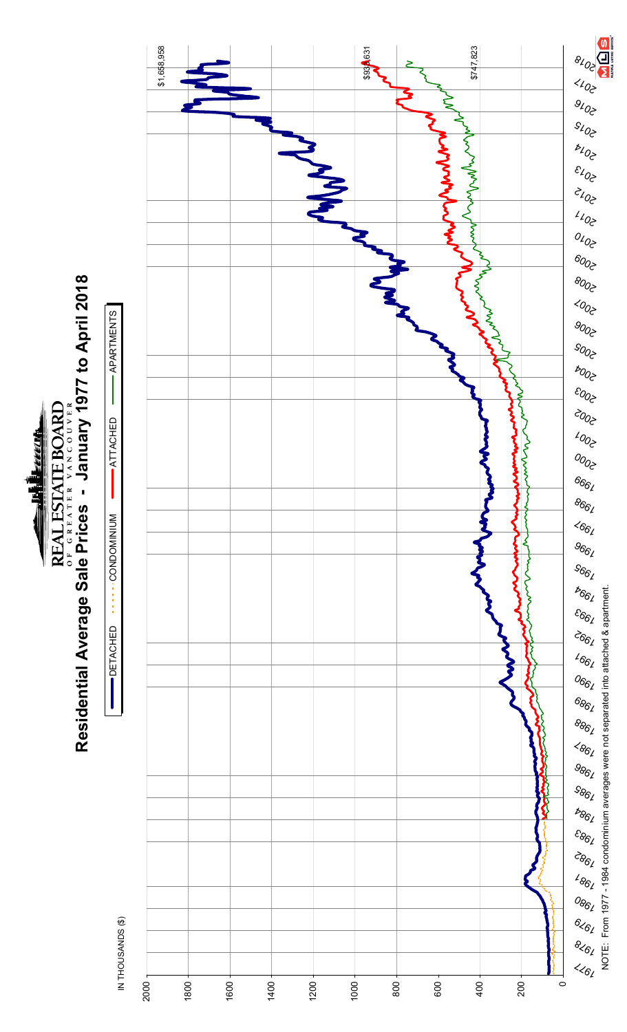REAL ESTATE BOARD OF GREATER VANCOUVER

# Residential Average Sale Prices - January 1977 to April 2018

DETACHED
CONDOMINIUM
ATTACHED
APARTMENTS

IN THOUSANDS ($)

2000
1800
1600
1400
1200
1000
800
600
400
200
0

1977 1978 1979 1980 1981 1982 1983 1984 1985 1986 1987 1988 1989 1990 1991 1992 1993 1994 1995 1996 1997 1998 1999 2000 2001 2002 2003 2004 2005 2006 2007 2008 2009 2010 2011 2012 2013 2014 2015 2016 2017 2018

$1,658,958
$934,631
$747,823

NOTE: From 1977 - 1984 condominium averages were not separated into attached & apartment.

MLS